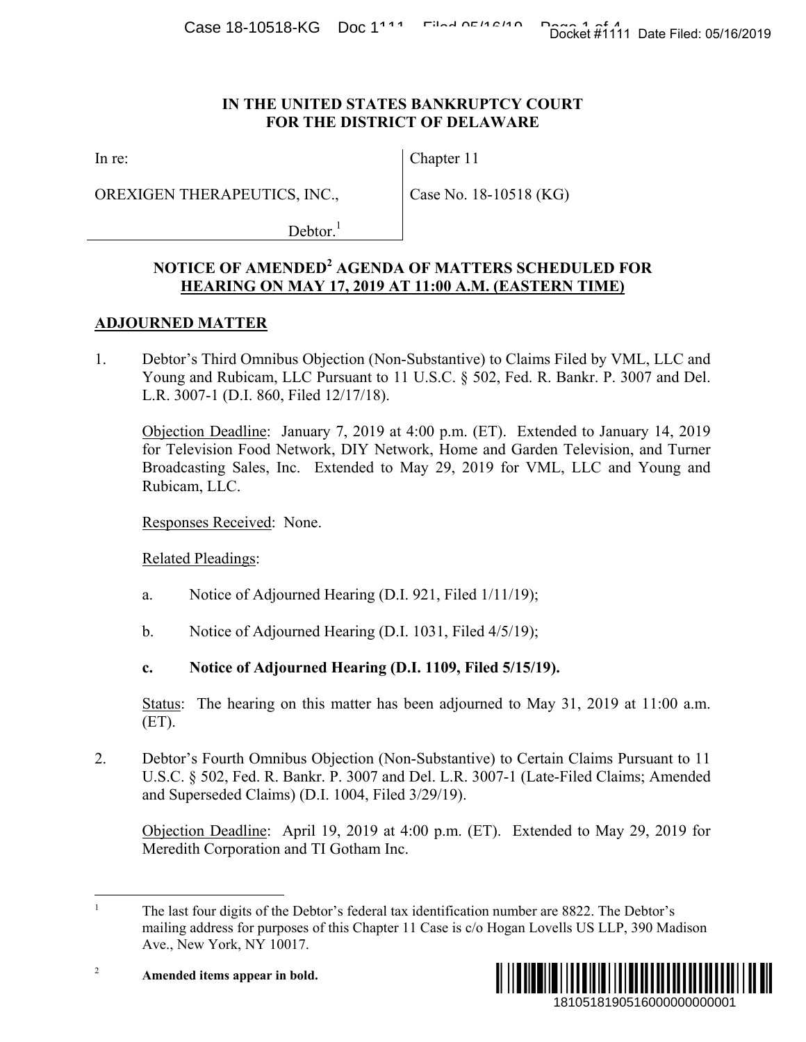IN THE UNITED STATES BANKRUPTCY COURT
FOR THE DISTRICT OF DELAWARE

| In re: | Chapter 11 |
| --- | --- |
| OREXIGEN THERAPEUTICS, INC., Debtor.[1] | Case No. 18-10518 (KG) |

## NOTICE OF AMENDED[2] AGENDA OF MATTERS SCHEDULED FOR HEARING ON MAY 17, 2019 AT 11:00 A.M. (EASTERN TIME)

### ADJOURNED MATTER

1. Debtor's Third Omnibus Objection (Non-Substantive) to Claims Filed by VML, LLC and Young and Rubicam, LLC Pursuant to 11 U.S.C. § 502, Fed. R. Bankr. P. 3007 and Del. L.R. 3007-1 (D.I. 860, Filed 12/17/18).

   Objection Deadline: January 7, 2019 at 4:00 p.m. (ET). Extended to January 14, 2019 for Television Food Network, DIY Network, Home and Garden Television, and Turner Broadcasting Sales, Inc. Extended to May 29, 2019 for VML, LLC and Young and Rubicam, LLC.

   Responses Received: None.

   Related Pleadings:

   a. Notice of Adjourned Hearing (D.I. 921, Filed 1/11/19);

   b. Notice of Adjourned Hearing (D.I. 1031, Filed 4/5/19);

   **c. Notice of Adjourned Hearing (D.I. 1109, Filed 5/15/19).**

   Status: The hearing on this matter has been adjourned to May 31, 2019 at 11:00 a.m. (ET).

2. Debtor's Fourth Omnibus Objection (Non-Substantive) to Certain Claims Pursuant to 11 U.S.C. § 502, Fed. R. Bankr. P. 3007 and Del. L.R. 3007-1 (Late-Filed Claims; Amended and Superseded Claims) (D.I. 1004, Filed 3/29/19).

   Objection Deadline: April 19, 2019 at 4:00 p.m. (ET). Extended to May 29, 2019 for Meredith Corporation and TI Gotham Inc.

---

[1] The last four digits of the Debtor's federal tax identification number are 8822. The Debtor's mailing address for purposes of this Chapter 11 Case is c/o Hogan Lovells US LLP, 390 Madison Ave., New York, NY 10017.

[2] **Amended items appear in bold.**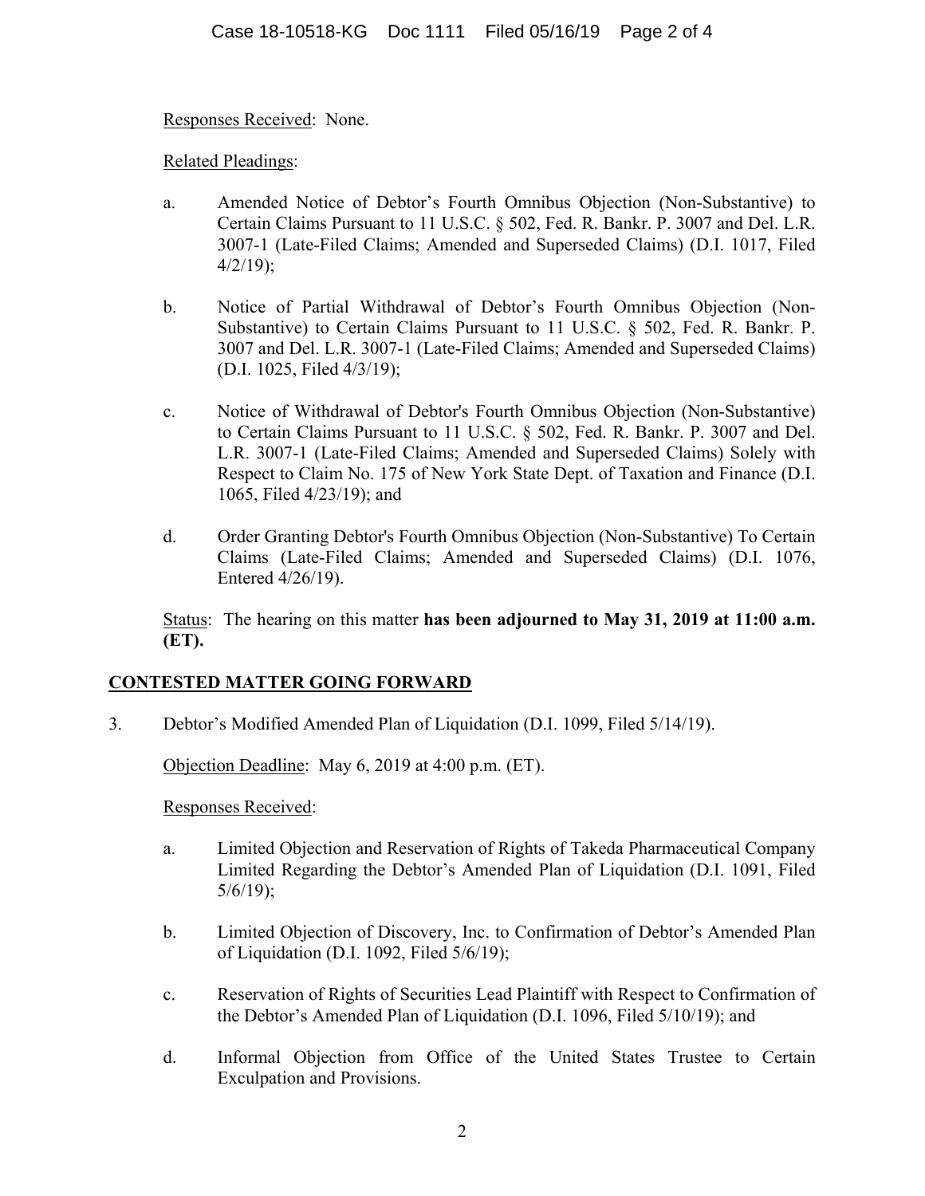Responses Received: None.

Related Pleadings:

a. Amended Notice of Debtor's Fourth Omnibus Objection (Non-Substantive) to Certain Claims Pursuant to 11 U.S.C. § 502, Fed. R. Bankr. P. 3007 and Del. L.R. 3007-1 (Late-Filed Claims; Amended and Superseded Claims) (D.I. 1017, Filed 4/2/19);

b. Notice of Partial Withdrawal of Debtor's Fourth Omnibus Objection (Non-Substantive) to Certain Claims Pursuant to 11 U.S.C. § 502, Fed. R. Bankr. P. 3007 and Del. L.R. 3007-1 (Late-Filed Claims; Amended and Superseded Claims) (D.I. 1025, Filed 4/3/19);

c. Notice of Withdrawal of Debtor's Fourth Omnibus Objection (Non-Substantive) to Certain Claims Pursuant to 11 U.S.C. § 502, Fed. R. Bankr. P. 3007 and Del. L.R. 3007-1 (Late-Filed Claims; Amended and Superseded Claims) Solely with Respect to Claim No. 175 of New York State Dept. of Taxation and Finance (D.I. 1065, Filed 4/23/19); and

d. Order Granting Debtor's Fourth Omnibus Objection (Non-Substantive) To Certain Claims (Late-Filed Claims; Amended and Superseded Claims) (D.I. 1076, Entered 4/26/19).

Status: The hearing on this matter **has been adjourned to May 31, 2019 at 11:00 a.m. (ET).**

## CONTESTED MATTER GOING FORWARD

3. Debtor's Modified Amended Plan of Liquidation (D.I. 1099, Filed 5/14/19).

Objection Deadline: May 6, 2019 at 4:00 p.m. (ET).

Responses Received:

a. Limited Objection and Reservation of Rights of Takeda Pharmaceutical Company Limited Regarding the Debtor's Amended Plan of Liquidation (D.I. 1091, Filed 5/6/19);

b. Limited Objection of Discovery, Inc. to Confirmation of Debtor's Amended Plan of Liquidation (D.I. 1092, Filed 5/6/19);

c. Reservation of Rights of Securities Lead Plaintiff with Respect to Confirmation of the Debtor's Amended Plan of Liquidation (D.I. 1096, Filed 5/10/19); and

d. Informal Objection from Office of the United States Trustee to Certain Exculpation and Provisions.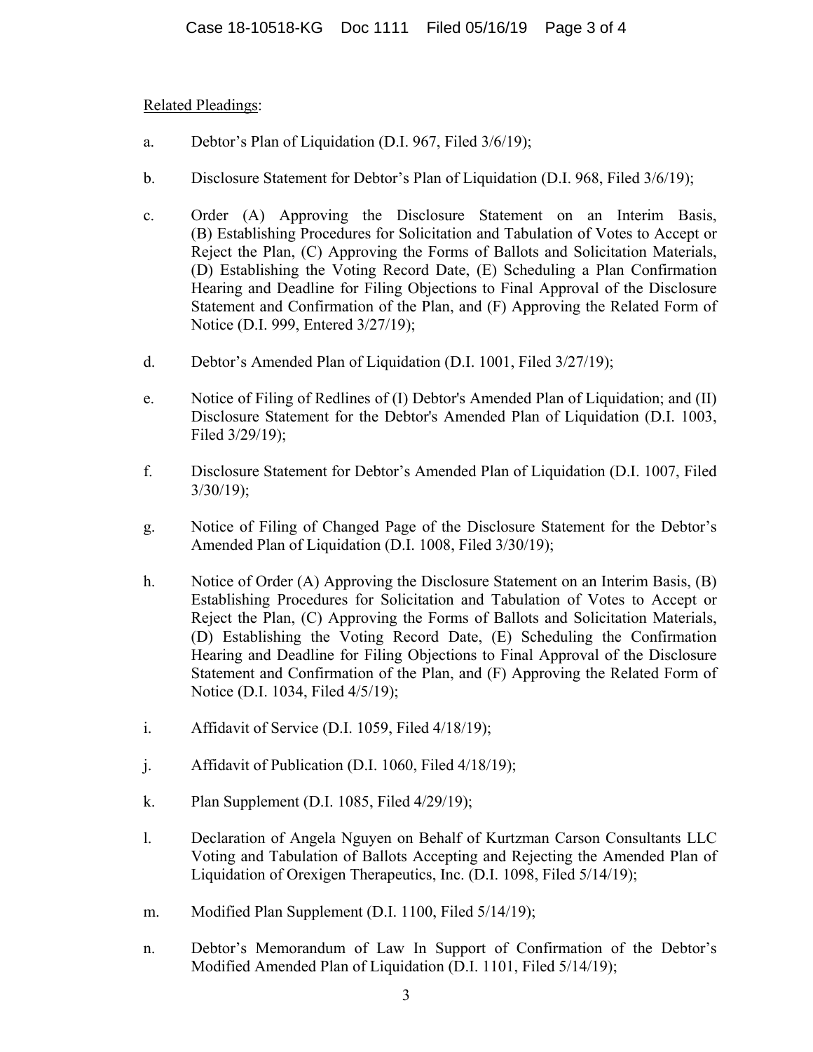Related Pleadings:

a. Debtor's Plan of Liquidation (D.I. 967, Filed 3/6/19);

b. Disclosure Statement for Debtor's Plan of Liquidation (D.I. 968, Filed 3/6/19);

c. Order (A) Approving the Disclosure Statement on an Interim Basis, (B) Establishing Procedures for Solicitation and Tabulation of Votes to Accept or Reject the Plan, (C) Approving the Forms of Ballots and Solicitation Materials, (D) Establishing the Voting Record Date, (E) Scheduling a Plan Confirmation Hearing and Deadline for Filing Objections to Final Approval of the Disclosure Statement and Confirmation of the Plan, and (F) Approving the Related Form of Notice (D.I. 999, Entered 3/27/19);

d. Debtor's Amended Plan of Liquidation (D.I. 1001, Filed 3/27/19);

e. Notice of Filing of Redlines of (I) Debtor's Amended Plan of Liquidation; and (II) Disclosure Statement for the Debtor's Amended Plan of Liquidation (D.I. 1003, Filed 3/29/19);

f. Disclosure Statement for Debtor's Amended Plan of Liquidation (D.I. 1007, Filed 3/30/19);

g. Notice of Filing of Changed Page of the Disclosure Statement for the Debtor's Amended Plan of Liquidation (D.I. 1008, Filed 3/30/19);

h. Notice of Order (A) Approving the Disclosure Statement on an Interim Basis, (B) Establishing Procedures for Solicitation and Tabulation of Votes to Accept or Reject the Plan, (C) Approving the Forms of Ballots and Solicitation Materials, (D) Establishing the Voting Record Date, (E) Scheduling the Confirmation Hearing and Deadline for Filing Objections to Final Approval of the Disclosure Statement and Confirmation of the Plan, and (F) Approving the Related Form of Notice (D.I. 1034, Filed 4/5/19);

i. Affidavit of Service (D.I. 1059, Filed 4/18/19);

j. Affidavit of Publication (D.I. 1060, Filed 4/18/19);

k. Plan Supplement (D.I. 1085, Filed 4/29/19);

l. Declaration of Angela Nguyen on Behalf of Kurtzman Carson Consultants LLC Voting and Tabulation of Ballots Accepting and Rejecting the Amended Plan of Liquidation of Orexigen Therapeutics, Inc. (D.I. 1098, Filed 5/14/19);

m. Modified Plan Supplement (D.I. 1100, Filed 5/14/19);

n. Debtor's Memorandum of Law In Support of Confirmation of the Debtor's Modified Amended Plan of Liquidation (D.I. 1101, Filed 5/14/19);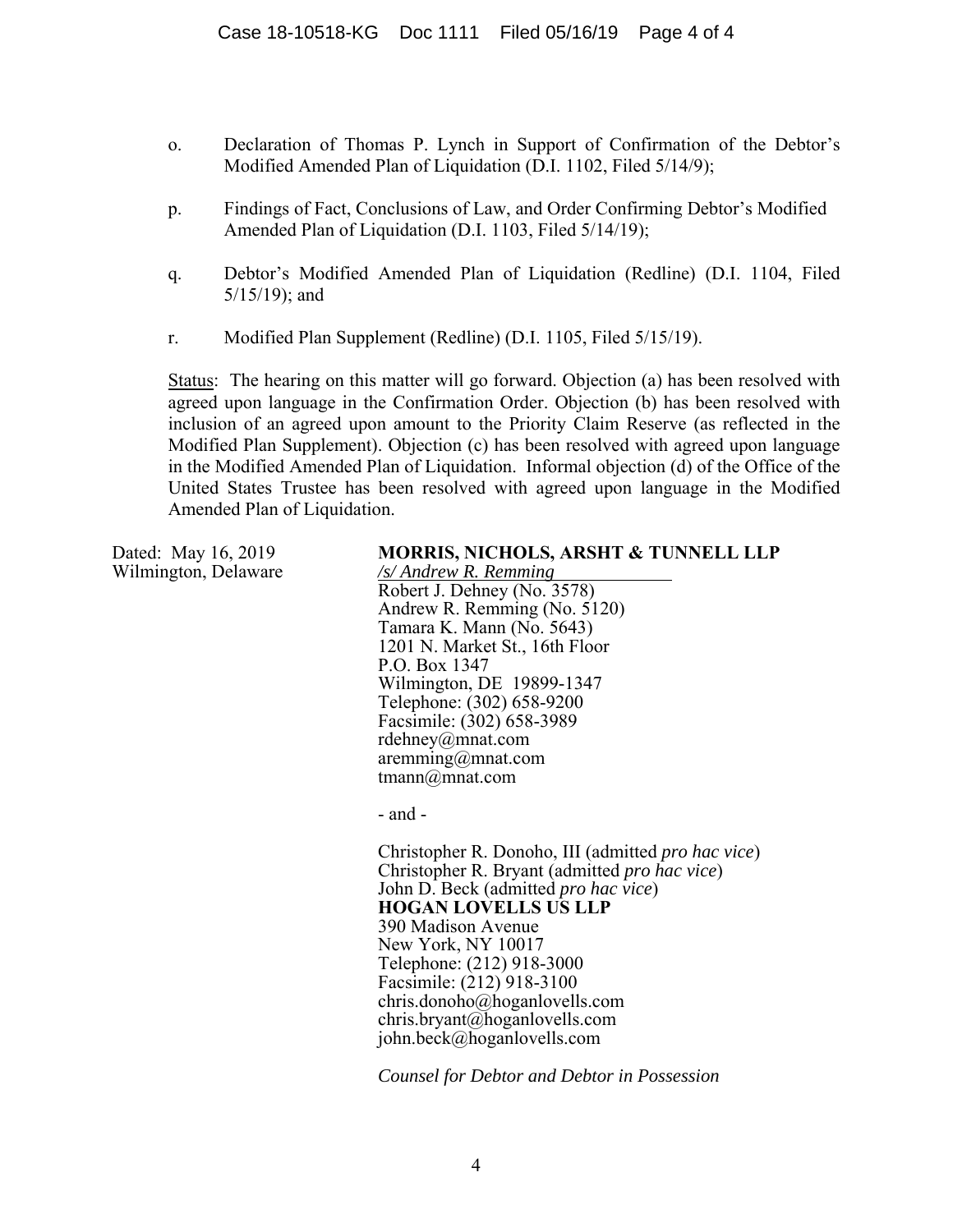o. Declaration of Thomas P. Lynch in Support of Confirmation of the Debtor's Modified Amended Plan of Liquidation (D.I. 1102, Filed 5/14/9);

p. Findings of Fact, Conclusions of Law, and Order Confirming Debtor's Modified Amended Plan of Liquidation (D.I. 1103, Filed 5/14/19);

q. Debtor's Modified Amended Plan of Liquidation (Redline) (D.I. 1104, Filed 5/15/19); and

r. Modified Plan Supplement (Redline) (D.I. 1105, Filed 5/15/19).

Status: The hearing on this matter will go forward. Objection (a) has been resolved with agreed upon language in the Confirmation Order. Objection (b) has been resolved with inclusion of an agreed upon amount to the Priority Claim Reserve (as reflected in the Modified Plan Supplement). Objection (c) has been resolved with agreed upon language in the Modified Amended Plan of Liquidation. Informal objection (d) of the Office of the United States Trustee has been resolved with agreed upon language in the Modified Amended Plan of Liquidation.

Dated: May 16, 2019
Wilmington, Delaware

**MORRIS, NICHOLS, ARSHT & TUNNELL LLP**

*/s/ Andrew R. Remming*

Robert J. Dehney (No. 3578)
Andrew R. Remming (No. 5120)
Tamara K. Mann (No. 5643)
1201 N. Market St., 16th Floor
P.O. Box 1347
Wilmington, DE 19899-1347
Telephone: (302) 658-9200
Facsimile: (302) 658-3989
rdehney@mnat.com
aremming@mnat.com
tmann@mnat.com

- and -

Christopher R. Donoho, III (admitted *pro hac vice*)
Christopher R. Bryant (admitted *pro hac vice*)
John D. Beck (admitted *pro hac vice*)
**HOGAN LOVELLS US LLP**
390 Madison Avenue
New York, NY 10017
Telephone: (212) 918-3000
Facsimile: (212) 918-3100
chris.donoho@hoganlovells.com
chris.bryant@hoganlovells.com
john.beck@hoganlovells.com

*Counsel for Debtor and Debtor in Possession*